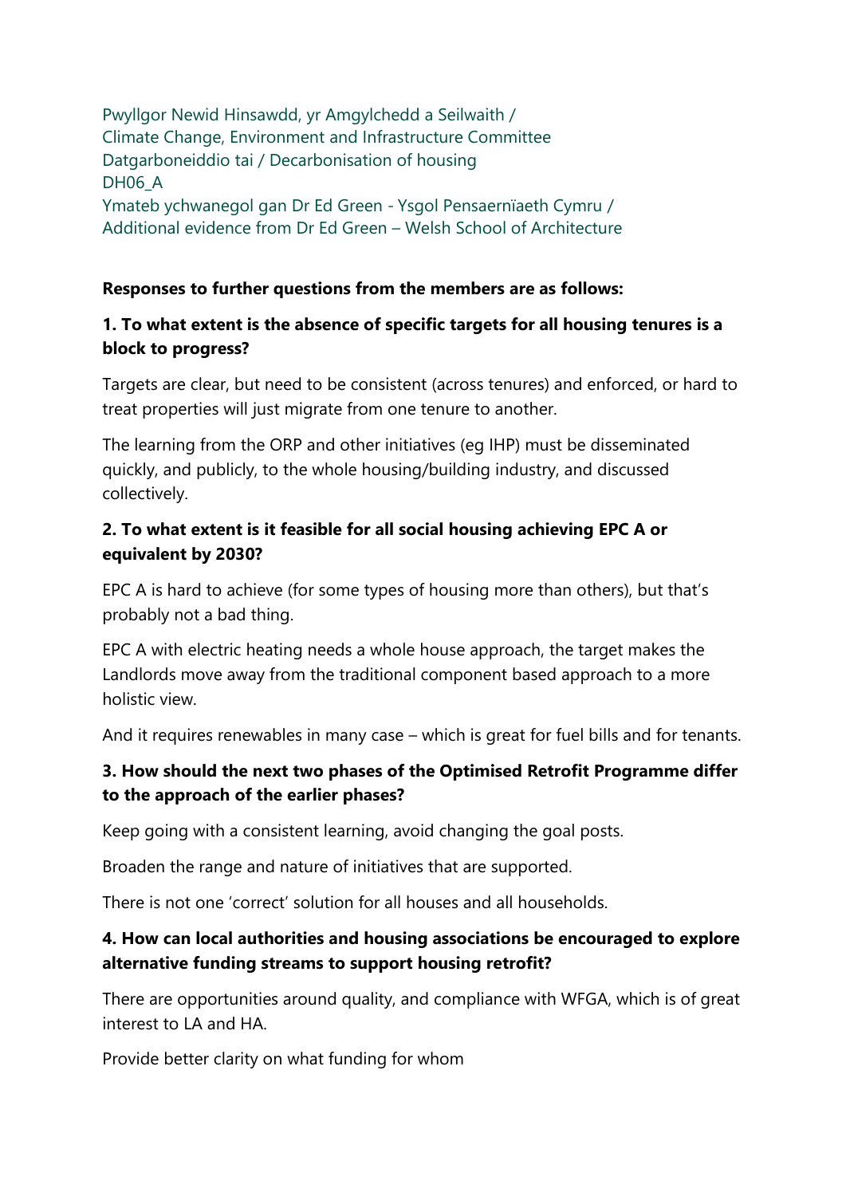Pwyllgor Newid Hinsawdd, yr Amgylchedd a Seilwaith /
Climate Change, Environment and Infrastructure Committee
Datgarboneiddio tai / Decarbonisation of housing
DH06_A
Ymateb ychwanegol gan Dr Ed Green - Ysgol Pensaernïaeth Cymru /
Additional evidence from Dr Ed Green – Welsh School of Architecture

**Responses to further questions from the members are as follows:**

**1. To what extent is the absence of specific targets for all housing tenures is a block to progress?**

Targets are clear, but need to be consistent (across tenures) and enforced, or hard to treat properties will just migrate from one tenure to another.

The learning from the ORP and other initiatives (eg IHP) must be disseminated quickly, and publicly, to the whole housing/building industry, and discussed collectively.

**2. To what extent is it feasible for all social housing achieving EPC A or equivalent by 2030?**

EPC A is hard to achieve (for some types of housing more than others), but that's probably not a bad thing.

EPC A with electric heating needs a whole house approach, the target makes the Landlords move away from the traditional component based approach to a more holistic view.

And it requires renewables in many case – which is great for fuel bills and for tenants.

**3. How should the next two phases of the Optimised Retrofit Programme differ to the approach of the earlier phases?**

Keep going with a consistent learning, avoid changing the goal posts.

Broaden the range and nature of initiatives that are supported.

There is not one 'correct' solution for all houses and all households.

**4. How can local authorities and housing associations be encouraged to explore alternative funding streams to support housing retrofit?**

There are opportunities around quality, and compliance with WFGA, which is of great interest to LA and HA.

Provide better clarity on what funding for whom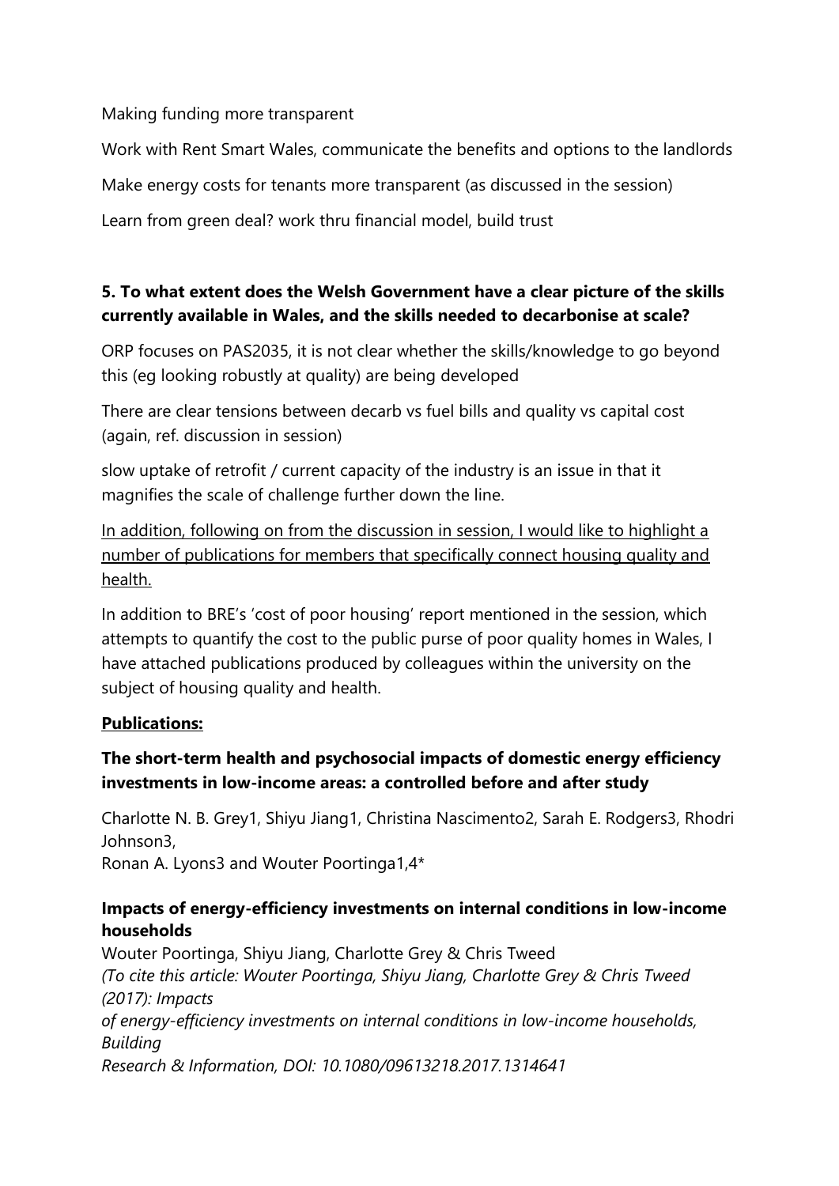Making funding more transparent

Work with Rent Smart Wales, communicate the benefits and options to the landlords

Make energy costs for tenants more transparent (as discussed in the session)

Learn from green deal? work thru financial model, build trust

**5. To what extent does the Welsh Government have a clear picture of the skills currently available in Wales, and the skills needed to decarbonise at scale?**

ORP focuses on PAS2035, it is not clear whether the skills/knowledge to go beyond this (eg looking robustly at quality) are being developed

There are clear tensions between decarb vs fuel bills and quality vs capital cost (again, ref. discussion in session)

slow uptake of retrofit / current capacity of the industry is an issue in that it magnifies the scale of challenge further down the line.

In addition, following on from the discussion in session, I would like to highlight a number of publications for members that specifically connect housing quality and health.

In addition to BRE's 'cost of poor housing' report mentioned in the session, which attempts to quantify the cost to the public purse of poor quality homes in Wales, I have attached publications produced by colleagues within the university on the subject of housing quality and health.

**Publications:**

**The short-term health and psychosocial impacts of domestic energy efficiency investments in low-income areas: a controlled before and after study**

Charlotte N. B. Grey[1], Shiyu Jiang[1], Christina Nascimento[2], Sarah E. Rodgers[3], Rhodri Johnson[3],
Ronan A. Lyons[3] and Wouter Poortinga[1,4]*

**Impacts of energy-efficiency investments on internal conditions in low-income households**

Wouter Poortinga, Shiyu Jiang, Charlotte Grey & Chris Tweed
*(To cite this article: Wouter Poortinga, Shiyu Jiang, Charlotte Grey & Chris Tweed (2017): Impacts of energy-efficiency investments on internal conditions in low-income households, Building Research & Information, DOI: 10.1080/09613218.2017.1314641*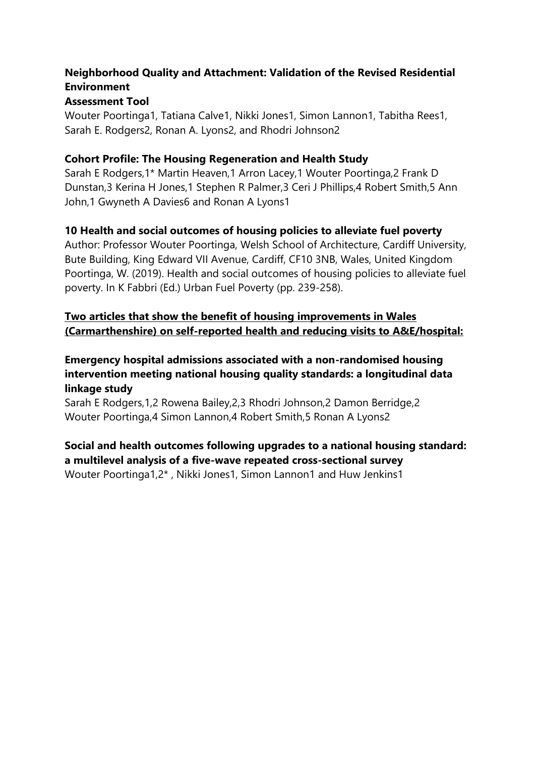**Neighborhood Quality and Attachment: Validation of the Revised Residential Environment**
**Assessment Tool**

Wouter Poortinga[1], Tatiana Calve[1], Nikki Jones[1], Simon Lannon[1], Tabitha Rees[1], Sarah E. Rodgers[2], Ronan A. Lyons[2], and Rhodri Johnson[2]

**Cohort Profile: The Housing Regeneration and Health Study**

Sarah E Rodgers,[1]* Martin Heaven,[1] Arron Lacey,[1] Wouter Poortinga,[2] Frank D Dunstan,[3] Kerina H Jones,[1] Stephen R Palmer,[3] Ceri J Phillips,[4] Robert Smith,[5] Ann John,[1] Gwyneth A Davies[6] and Ronan A Lyons[1]

**10 Health and social outcomes of housing policies to alleviate fuel poverty**

Author: Professor Wouter Poortinga, Welsh School of Architecture, Cardiff University, Bute Building, King Edward VII Avenue, Cardiff, CF10 3NB, Wales, United Kingdom
Poortinga, W. (2019). Health and social outcomes of housing policies to alleviate fuel poverty. In K Fabbri (Ed.) Urban Fuel Poverty (pp. 239-258).

**Two articles that show the benefit of housing improvements in Wales (Carmarthenshire) on self-reported health and reducing visits to A&E/hospital:**

**Emergency hospital admissions associated with a non-randomised housing intervention meeting national housing quality standards: a longitudinal data linkage study**

Sarah E Rodgers,[1,2] Rowena Bailey,[2,3] Rhodri Johnson,[2] Damon Berridge,[2] Wouter Poortinga,[4] Simon Lannon,[4] Robert Smith,[5] Ronan A Lyons[2]

**Social and health outcomes following upgrades to a national housing standard: a multilevel analysis of a five-wave repeated cross-sectional survey**

Wouter Poortinga[1,2]* , Nikki Jones[1], Simon Lannon[1] and Huw Jenkins[1]